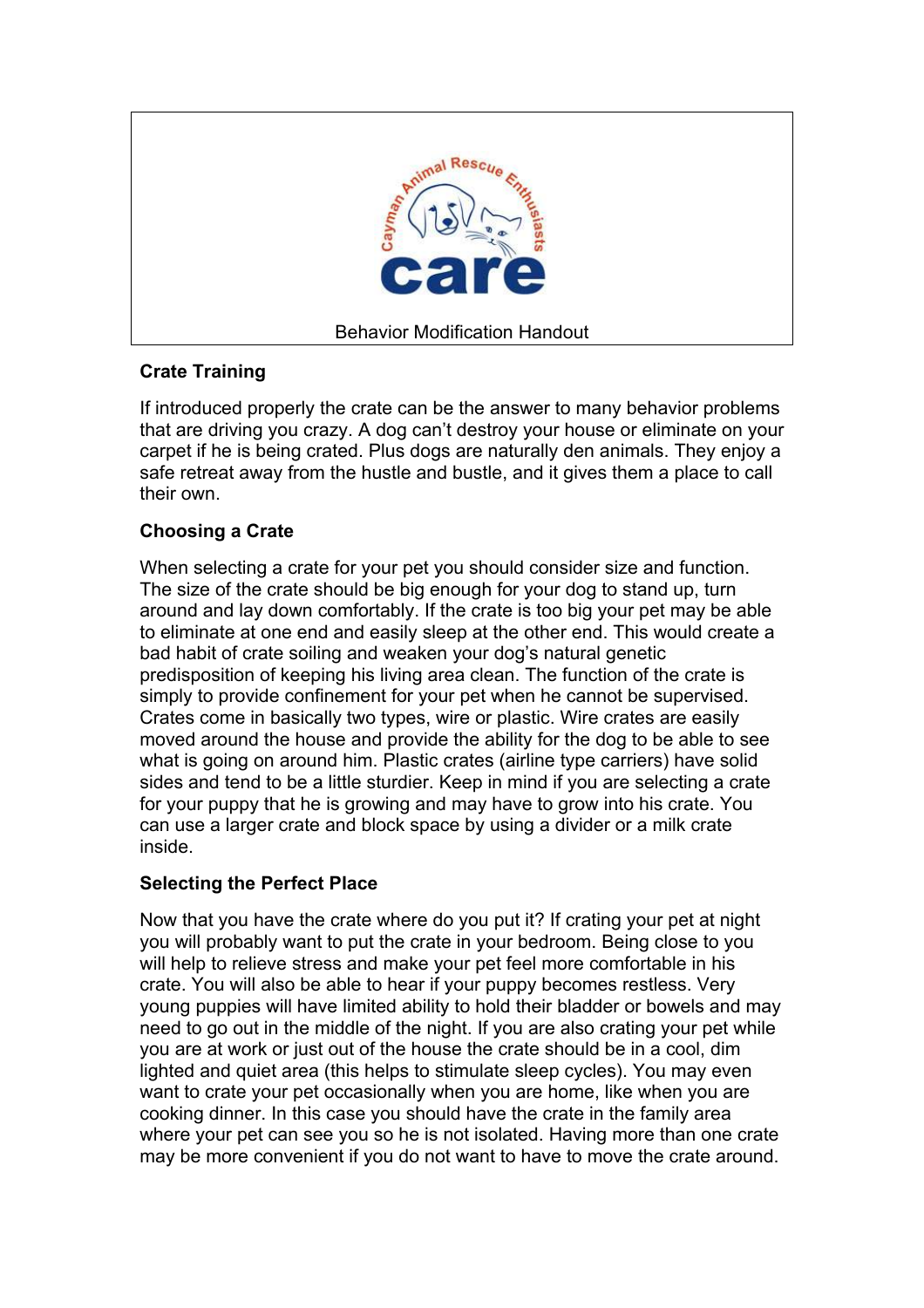Cayman Animal Rescue Enthusiasts

care

Behavior Modification Handout

## Crate Training

If introduced properly the crate can be the answer to many behavior problems that are driving you crazy. A dog can't destroy your house or eliminate on your carpet if he is being crated. Plus dogs are naturally den animals. They enjoy a safe retreat away from the hustle and bustle, and it gives them a place to call their own.

## Choosing a Crate

When selecting a crate for your pet you should consider size and function. The size of the crate should be big enough for your dog to stand up, turn around and lay down comfortably. If the crate is too big your pet may be able to eliminate at one end and easily sleep at the other end. This would create a bad habit of crate soiling and weaken your dog's natural genetic predisposition of keeping his living area clean. The function of the crate is simply to provide confinement for your pet when he cannot be supervised. Crates come in basically two types, wire or plastic. Wire crates are easily moved around the house and provide the ability for the dog to be able to see what is going on around him. Plastic crates (airline type carriers) have solid sides and tend to be a little sturdier. Keep in mind if you are selecting a crate for your puppy that he is growing and may have to grow into his crate. You can use a larger crate and block space by using a divider or a milk crate inside.

## Selecting the Perfect Place

Now that you have the crate where do you put it? If crating your pet at night you will probably want to put the crate in your bedroom. Being close to you will help to relieve stress and make your pet feel more comfortable in his crate. You will also be able to hear if your puppy becomes restless. Very young puppies will have limited ability to hold their bladder or bowels and may need to go out in the middle of the night. If you are also crating your pet while you are at work or just out of the house the crate should be in a cool, dim lighted and quiet area (this helps to stimulate sleep cycles). You may even want to crate your pet occasionally when you are home, like when you are cooking dinner. In this case you should have the crate in the family area where your pet can see you so he is not isolated. Having more than one crate may be more convenient if you do not want to have to move the crate around.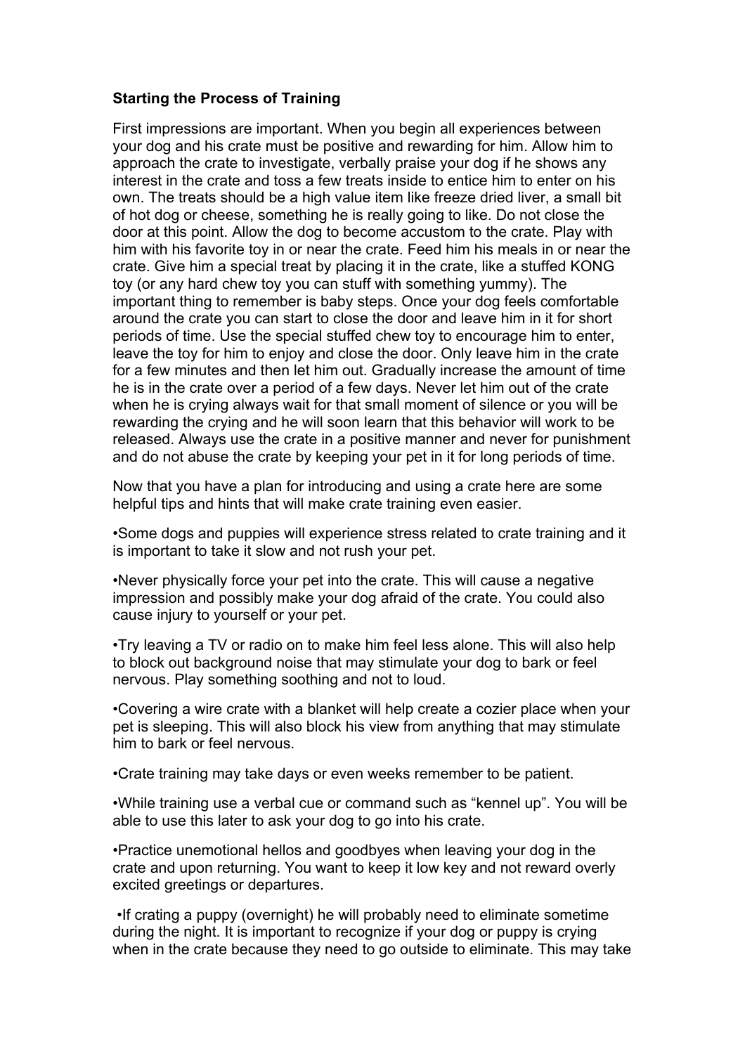**Starting the Process of Training**

First impressions are important. When you begin all experiences between your dog and his crate must be positive and rewarding for him. Allow him to approach the crate to investigate, verbally praise your dog if he shows any interest in the crate and toss a few treats inside to entice him to enter on his own. The treats should be a high value item like freeze dried liver, a small bit of hot dog or cheese, something he is really going to like. Do not close the door at this point. Allow the dog to become accustom to the crate. Play with him with his favorite toy in or near the crate. Feed him his meals in or near the crate. Give him a special treat by placing it in the crate, like a stuffed KONG toy (or any hard chew toy you can stuff with something yummy). The important thing to remember is baby steps. Once your dog feels comfortable around the crate you can start to close the door and leave him in it for short periods of time. Use the special stuffed chew toy to encourage him to enter, leave the toy for him to enjoy and close the door. Only leave him in the crate for a few minutes and then let him out. Gradually increase the amount of time he is in the crate over a period of a few days. Never let him out of the crate when he is crying always wait for that small moment of silence or you will be rewarding the crying and he will soon learn that this behavior will work to be released. Always use the crate in a positive manner and never for punishment and do not abuse the crate by keeping your pet in it for long periods of time.

Now that you have a plan for introducing and using a crate here are some helpful tips and hints that will make crate training even easier.

•Some dogs and puppies will experience stress related to crate training and it is important to take it slow and not rush your pet.

•Never physically force your pet into the crate. This will cause a negative impression and possibly make your dog afraid of the crate. You could also cause injury to yourself or your pet.

•Try leaving a TV or radio on to make him feel less alone. This will also help to block out background noise that may stimulate your dog to bark or feel nervous. Play something soothing and not to loud.

•Covering a wire crate with a blanket will help create a cozier place when your pet is sleeping. This will also block his view from anything that may stimulate him to bark or feel nervous.

•Crate training may take days or even weeks remember to be patient.

•While training use a verbal cue or command such as "kennel up". You will be able to use this later to ask your dog to go into his crate.

•Practice unemotional hellos and goodbyes when leaving your dog in the crate and upon returning. You want to keep it low key and not reward overly excited greetings or departures.

•If crating a puppy (overnight) he will probably need to eliminate sometime during the night. It is important to recognize if your dog or puppy is crying when in the crate because they need to go outside to eliminate. This may take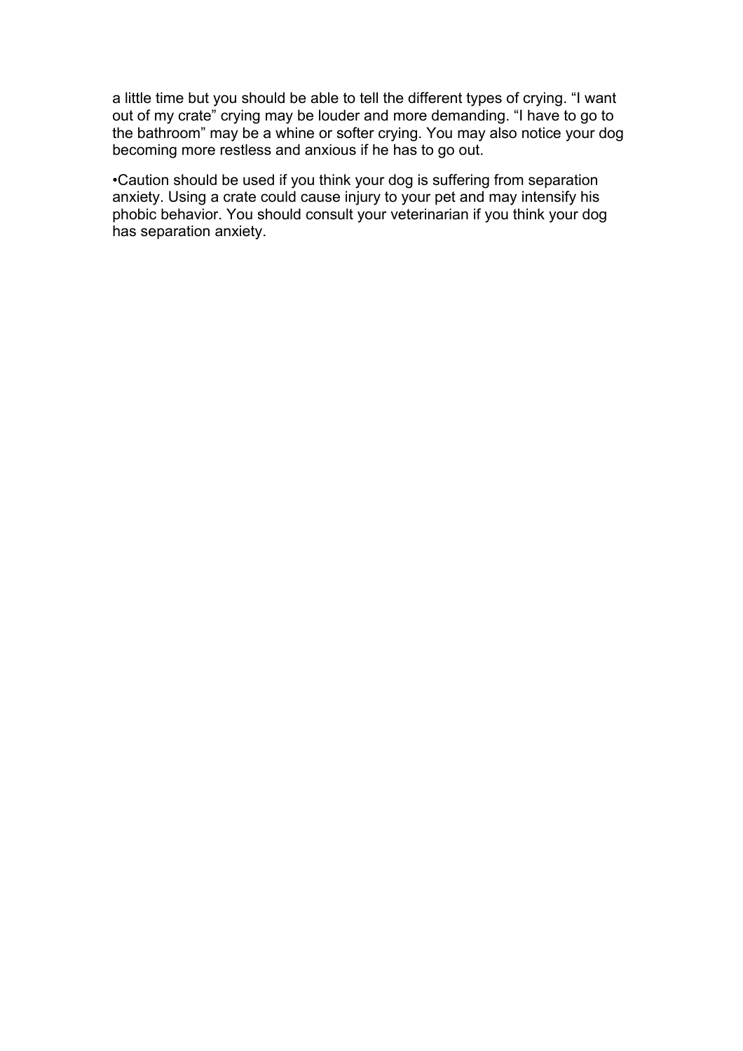a little time but you should be able to tell the different types of crying. "I want out of my crate" crying may be louder and more demanding. "I have to go to the bathroom" may be a whine or softer crying. You may also notice your dog becoming more restless and anxious if he has to go out.

•Caution should be used if you think your dog is suffering from separation anxiety. Using a crate could cause injury to your pet and may intensify his phobic behavior. You should consult your veterinarian if you think your dog has separation anxiety.